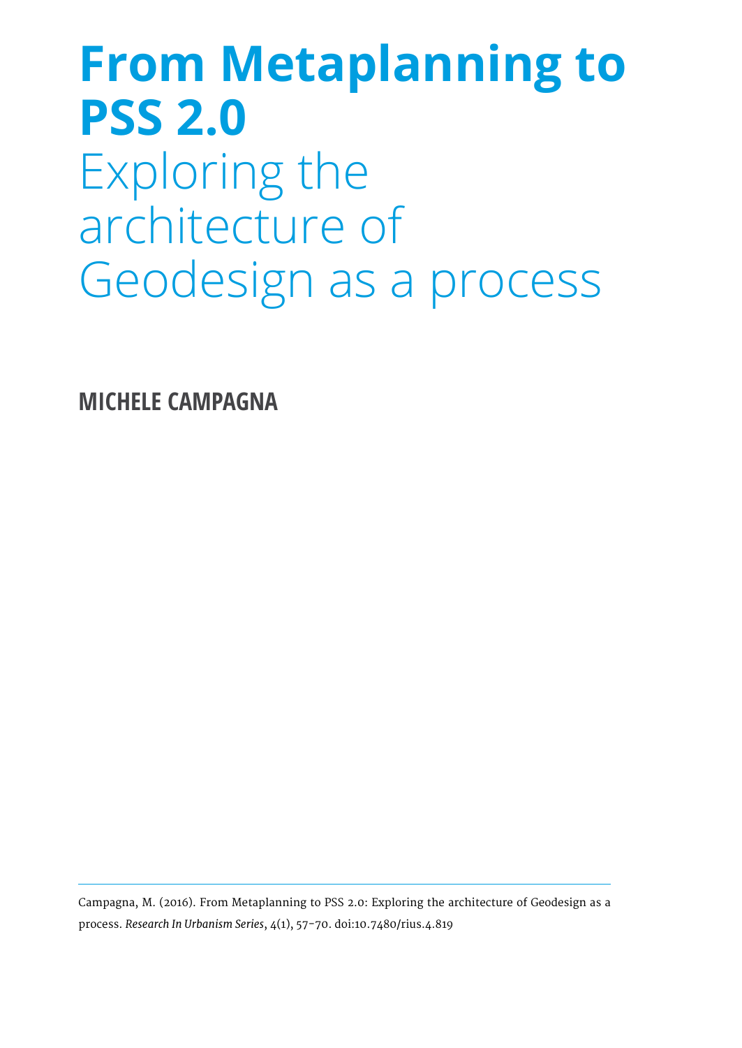# From Metaplanning to PSS 2.0

## Exploring the architecture of Geodesign as a process

**MICHELE CAMPAGNA**

Campagna, M. (2016). From Metaplanning to PSS 2.0: Exploring the architecture of Geodesign as a process. *Research In Urbanism Series*, 4(1), 57-70. doi:10.7480/rius.4.819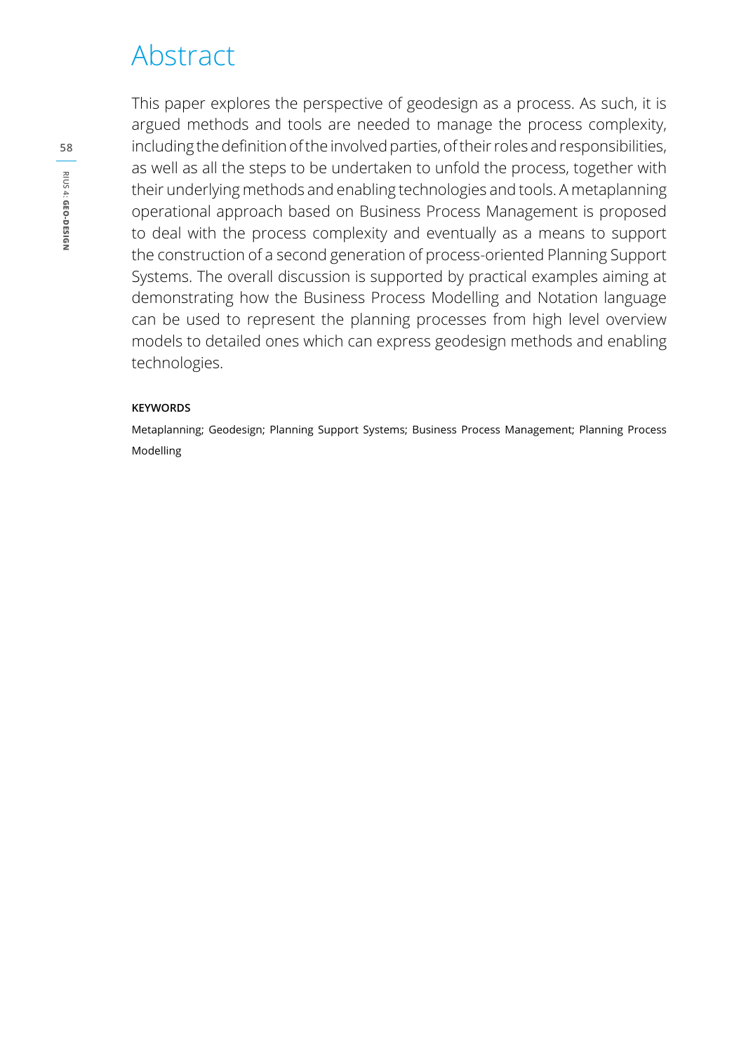# Abstract

This paper explores the perspective of geodesign as a process. As such, it is argued methods and tools are needed to manage the process complexity, including the definition of the involved parties, of their roles and responsibilities, as well as all the steps to be undertaken to unfold the process, together with their underlying methods and enabling technologies and tools. A metaplanning operational approach based on Business Process Management is proposed to deal with the process complexity and eventually as a means to support the construction of a second generation of process-oriented Planning Support Systems. The overall discussion is supported by practical examples aiming at demonstrating how the Business Process Modelling and Notation language can be used to represent the planning processes from high level overview models to detailed ones which can express geodesign methods and enabling technologies.

**KEYWORDS**

Metaplanning; Geodesign; Planning Support Systems; Business Process Management; Planning Process Modelling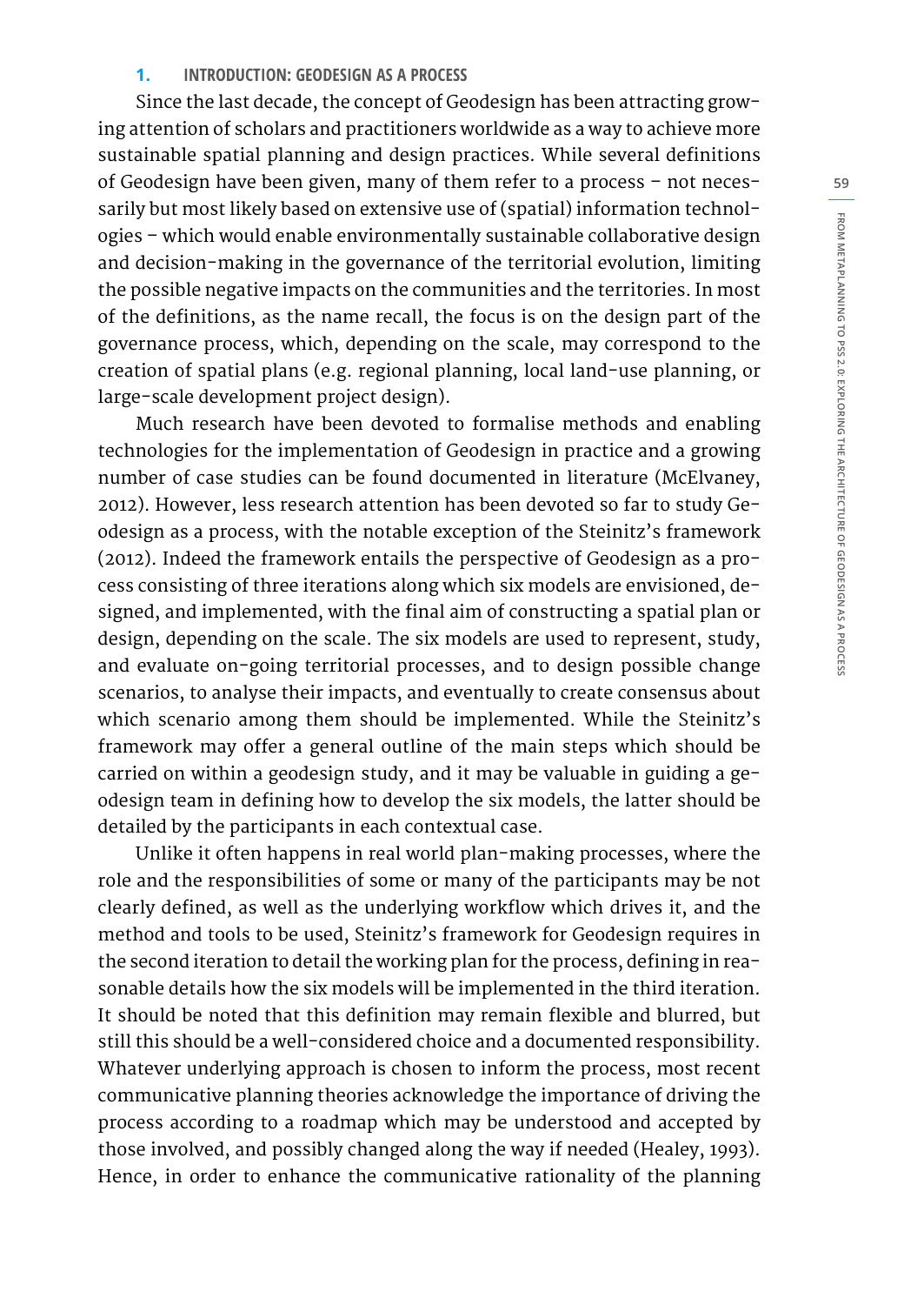## 1. INTRODUCTION: GEODESIGN AS A PROCESS

Since the last decade, the concept of Geodesign has been attracting growing attention of scholars and practitioners worldwide as a way to achieve more sustainable spatial planning and design practices. While several definitions of Geodesign have been given, many of them refer to a process – not necessarily but most likely based on extensive use of (spatial) information technologies – which would enable environmentally sustainable collaborative design and decision-making in the governance of the territorial evolution, limiting the possible negative impacts on the communities and the territories. In most of the definitions, as the name recall, the focus is on the design part of the governance process, which, depending on the scale, may correspond to the creation of spatial plans (e.g. regional planning, local land-use planning, or large-scale development project design).

Much research have been devoted to formalise methods and enabling technologies for the implementation of Geodesign in practice and a growing number of case studies can be found documented in literature (McElvaney, 2012). However, less research attention has been devoted so far to study Geodesign as a process, with the notable exception of the Steinitz's framework (2012). Indeed the framework entails the perspective of Geodesign as a process consisting of three iterations along which six models are envisioned, designed, and implemented, with the final aim of constructing a spatial plan or design, depending on the scale. The six models are used to represent, study, and evaluate on-going territorial processes, and to design possible change scenarios, to analyse their impacts, and eventually to create consensus about which scenario among them should be implemented. While the Steinitz's framework may offer a general outline of the main steps which should be carried on within a geodesign study, and it may be valuable in guiding a geodesign team in defining how to develop the six models, the latter should be detailed by the participants in each contextual case.

Unlike it often happens in real world plan-making processes, where the role and the responsibilities of some or many of the participants may be not clearly defined, as well as the underlying workflow which drives it, and the method and tools to be used, Steinitz's framework for Geodesign requires in the second iteration to detail the working plan for the process, defining in reasonable details how the six models will be implemented in the third iteration. It should be noted that this definition may remain flexible and blurred, but still this should be a well-considered choice and a documented responsibility. Whatever underlying approach is chosen to inform the process, most recent communicative planning theories acknowledge the importance of driving the process according to a roadmap which may be understood and accepted by those involved, and possibly changed along the way if needed (Healey, 1993). Hence, in order to enhance the communicative rationality of the planning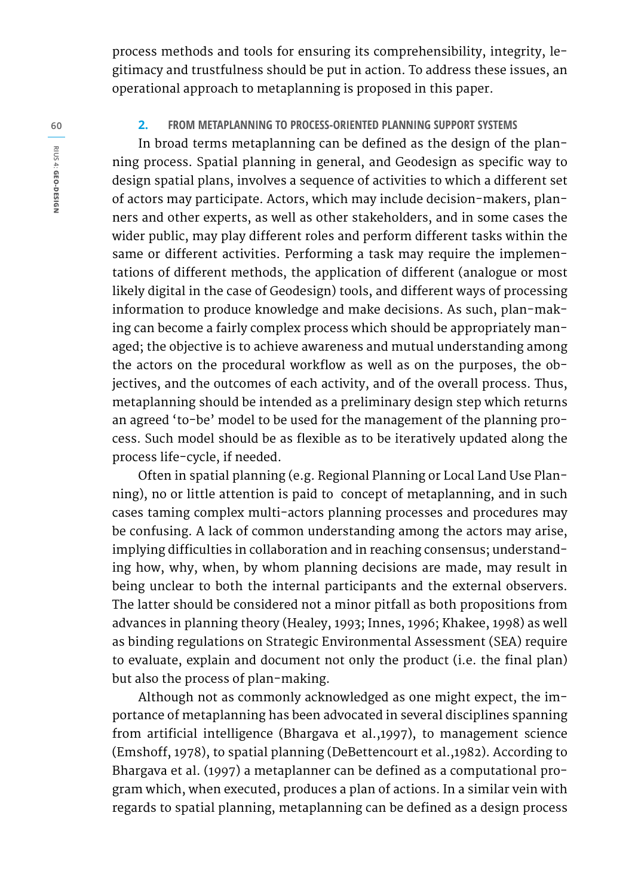process methods and tools for ensuring its comprehensibility, integrity, legitimacy and trustfulness should be put in action. To address these issues, an operational approach to metaplanning is proposed in this paper.

## 2. FROM METAPLANNING TO PROCESS-ORIENTED PLANNING SUPPORT SYSTEMS

In broad terms metaplanning can be defined as the design of the planning process. Spatial planning in general, and Geodesign as specific way to design spatial plans, involves a sequence of activities to which a different set of actors may participate. Actors, which may include decision-makers, planners and other experts, as well as other stakeholders, and in some cases the wider public, may play different roles and perform different tasks within the same or different activities. Performing a task may require the implementations of different methods, the application of different (analogue or most likely digital in the case of Geodesign) tools, and different ways of processing information to produce knowledge and make decisions. As such, plan-making can become a fairly complex process which should be appropriately managed; the objective is to achieve awareness and mutual understanding among the actors on the procedural workflow as well as on the purposes, the objectives, and the outcomes of each activity, and of the overall process. Thus, metaplanning should be intended as a preliminary design step which returns an agreed 'to-be' model to be used for the management of the planning process. Such model should be as flexible as to be iteratively updated along the process life-cycle, if needed.

Often in spatial planning (e.g. Regional Planning or Local Land Use Planning), no or little attention is paid to concept of metaplanning, and in such cases taming complex multi-actors planning processes and procedures may be confusing. A lack of common understanding among the actors may arise, implying difficulties in collaboration and in reaching consensus; understanding how, why, when, by whom planning decisions are made, may result in being unclear to both the internal participants and the external observers. The latter should be considered not a minor pitfall as both propositions from advances in planning theory (Healey, 1993; Innes, 1996; Khakee, 1998) as well as binding regulations on Strategic Environmental Assessment (SEA) require to evaluate, explain and document not only the product (i.e. the final plan) but also the process of plan-making.

Although not as commonly acknowledged as one might expect, the importance of metaplanning has been advocated in several disciplines spanning from artificial intelligence (Bhargava et al.,1997), to management science (Emshoff, 1978), to spatial planning (DeBettencourt et al.,1982). According to Bhargava et al. (1997) a metaplanner can be defined as a computational program which, when executed, produces a plan of actions. In a similar vein with regards to spatial planning, metaplanning can be defined as a design process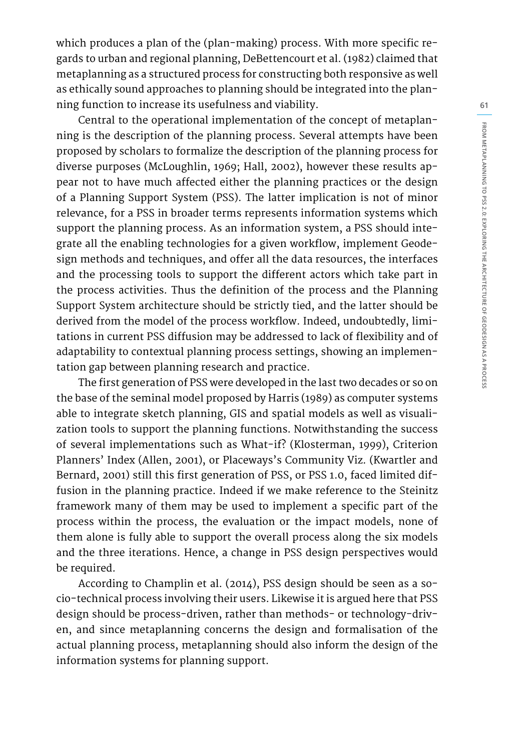which produces a plan of the (plan-making) process. With more specific regards to urban and regional planning, DeBettencourt et al. (1982) claimed that metaplanning as a structured process for constructing both responsive as well as ethically sound approaches to planning should be integrated into the planning function to increase its usefulness and viability.

Central to the operational implementation of the concept of metaplanning is the description of the planning process. Several attempts have been proposed by scholars to formalize the description of the planning process for diverse purposes (McLoughlin, 1969; Hall, 2002), however these results appear not to have much affected either the planning practices or the design of a Planning Support System (PSS). The latter implication is not of minor relevance, for a PSS in broader terms represents information systems which support the planning process. As an information system, a PSS should integrate all the enabling technologies for a given workflow, implement Geodesign methods and techniques, and offer all the data resources, the interfaces and the processing tools to support the different actors which take part in the process activities. Thus the definition of the process and the Planning Support System architecture should be strictly tied, and the latter should be derived from the model of the process workflow. Indeed, undoubtedly, limitations in current PSS diffusion may be addressed to lack of flexibility and of adaptability to contextual planning process settings, showing an implementation gap between planning research and practice.

The first generation of PSS were developed in the last two decades or so on the base of the seminal model proposed by Harris (1989) as computer systems able to integrate sketch planning, GIS and spatial models as well as visualization tools to support the planning functions. Notwithstanding the success of several implementations such as What-if? (Klosterman, 1999), Criterion Planners' Index (Allen, 2001), or Placeways's Community Viz. (Kwartler and Bernard, 2001) still this first generation of PSS, or PSS 1.0, faced limited diffusion in the planning practice. Indeed if we make reference to the Steinitz framework many of them may be used to implement a specific part of the process within the process, the evaluation or the impact models, none of them alone is fully able to support the overall process along the six models and the three iterations. Hence, a change in PSS design perspectives would be required.

According to Champlin et al. (2014), PSS design should be seen as a socio-technical process involving their users. Likewise it is argued here that PSS design should be process-driven, rather than methods- or technology-driven, and since metaplanning concerns the design and formalisation of the actual planning process, metaplanning should also inform the design of the information systems for planning support.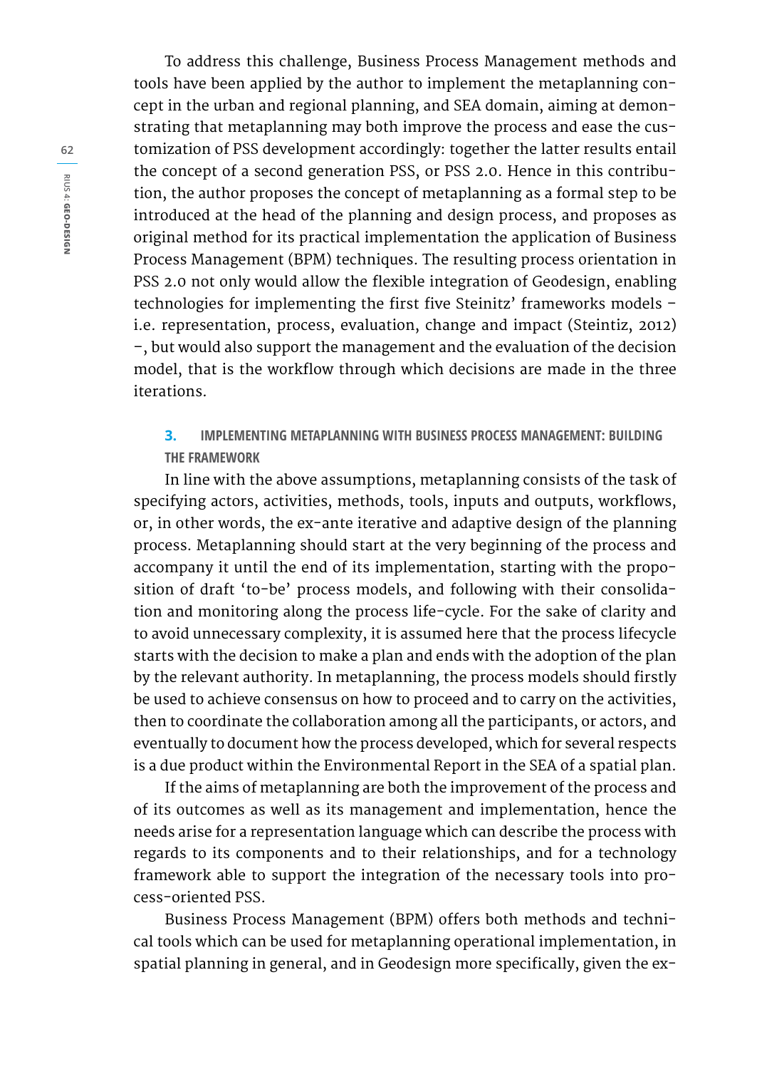To address this challenge, Business Process Management methods and tools have been applied by the author to implement the metaplanning concept in the urban and regional planning, and SEA domain, aiming at demonstrating that metaplanning may both improve the process and ease the customization of PSS development accordingly: together the latter results entail the concept of a second generation PSS, or PSS 2.0. Hence in this contribution, the author proposes the concept of metaplanning as a formal step to be introduced at the head of the planning and design process, and proposes as original method for its practical implementation the application of Business Process Management (BPM) techniques. The resulting process orientation in PSS 2.0 not only would allow the flexible integration of Geodesign, enabling technologies for implementing the first five Steinitz' frameworks models – i.e. representation, process, evaluation, change and impact (Steintiz, 2012) –, but would also support the management and the evaluation of the decision model, that is the workflow through which decisions are made in the three iterations.

## 3. IMPLEMENTING METAPLANNING WITH BUSINESS PROCESS MANAGEMENT: BUILDING THE FRAMEWORK

In line with the above assumptions, metaplanning consists of the task of specifying actors, activities, methods, tools, inputs and outputs, workflows, or, in other words, the ex-ante iterative and adaptive design of the planning process. Metaplanning should start at the very beginning of the process and accompany it until the end of its implementation, starting with the proposition of draft 'to-be' process models, and following with their consolidation and monitoring along the process life-cycle. For the sake of clarity and to avoid unnecessary complexity, it is assumed here that the process lifecycle starts with the decision to make a plan and ends with the adoption of the plan by the relevant authority. In metaplanning, the process models should firstly be used to achieve consensus on how to proceed and to carry on the activities, then to coordinate the collaboration among all the participants, or actors, and eventually to document how the process developed, which for several respects is a due product within the Environmental Report in the SEA of a spatial plan.

If the aims of metaplanning are both the improvement of the process and of its outcomes as well as its management and implementation, hence the needs arise for a representation language which can describe the process with regards to its components and to their relationships, and for a technology framework able to support the integration of the necessary tools into process-oriented PSS.

Business Process Management (BPM) offers both methods and technical tools which can be used for metaplanning operational implementation, in spatial planning in general, and in Geodesign more specifically, given the ex-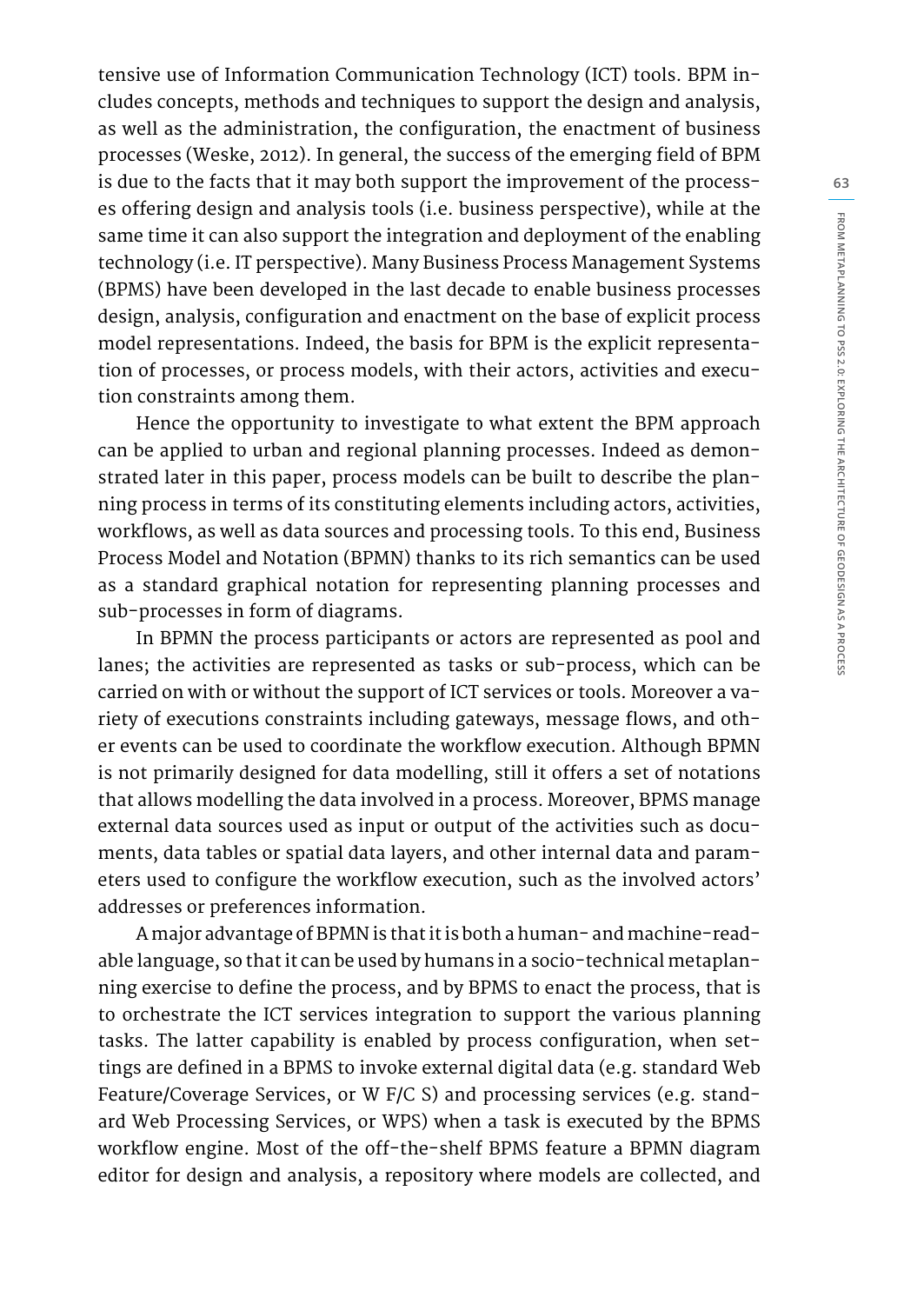tensive use of Information Communication Technology (ICT) tools. BPM includes concepts, methods and techniques to support the design and analysis, as well as the administration, the configuration, the enactment of business processes (Weske, 2012). In general, the success of the emerging field of BPM is due to the facts that it may both support the improvement of the processes offering design and analysis tools (i.e. business perspective), while at the same time it can also support the integration and deployment of the enabling technology (i.e. IT perspective). Many Business Process Management Systems (BPMS) have been developed in the last decade to enable business processes design, analysis, configuration and enactment on the base of explicit process model representations. Indeed, the basis for BPM is the explicit representation of processes, or process models, with their actors, activities and execution constraints among them.

Hence the opportunity to investigate to what extent the BPM approach can be applied to urban and regional planning processes. Indeed as demonstrated later in this paper, process models can be built to describe the planning process in terms of its constituting elements including actors, activities, workflows, as well as data sources and processing tools. To this end, Business Process Model and Notation (BPMN) thanks to its rich semantics can be used as a standard graphical notation for representing planning processes and sub-processes in form of diagrams.

In BPMN the process participants or actors are represented as pool and lanes; the activities are represented as tasks or sub-process, which can be carried on with or without the support of ICT services or tools. Moreover a variety of executions constraints including gateways, message flows, and other events can be used to coordinate the workflow execution. Although BPMN is not primarily designed for data modelling, still it offers a set of notations that allows modelling the data involved in a process. Moreover, BPMS manage external data sources used as input or output of the activities such as documents, data tables or spatial data layers, and other internal data and parameters used to configure the workflow execution, such as the involved actors' addresses or preferences information.

A major advantage of BPMN is that it is both a human- and machine-readable language, so that it can be used by humans in a socio-technical metaplanning exercise to define the process, and by BPMS to enact the process, that is to orchestrate the ICT services integration to support the various planning tasks. The latter capability is enabled by process configuration, when settings are defined in a BPMS to invoke external digital data (e.g. standard Web Feature/Coverage Services, or W F/C S) and processing services (e.g. standard Web Processing Services, or WPS) when a task is executed by the BPMS workflow engine. Most of the off-the-shelf BPMS feature a BPMN diagram editor for design and analysis, a repository where models are collected, and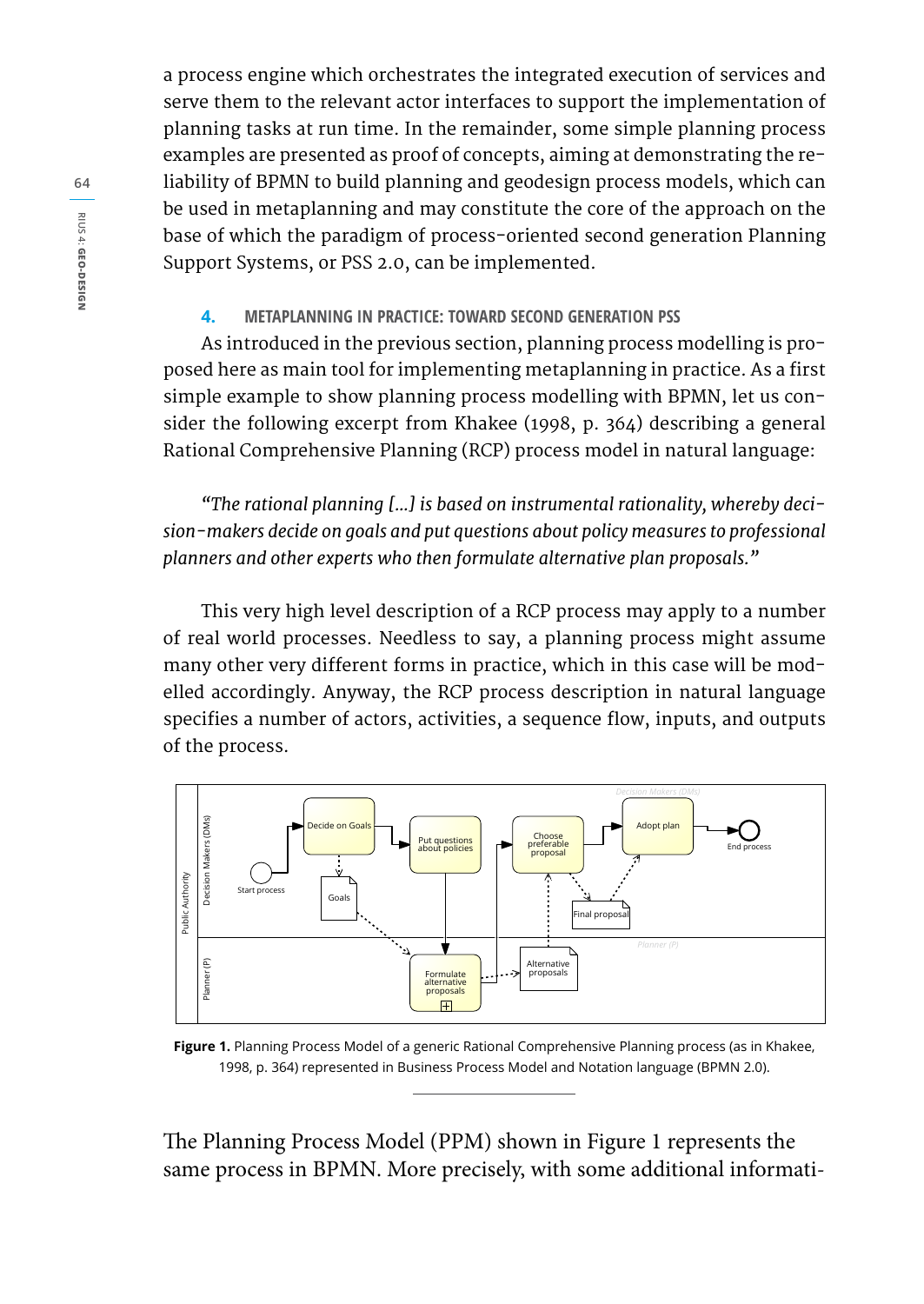a process engine which orchestrates the integrated execution of services and serve them to the relevant actor interfaces to support the implementation of planning tasks at run time. In the remainder, some simple planning process examples are presented as proof of concepts, aiming at demonstrating the reliability of BPMN to build planning and geodesign process models, which can be used in metaplanning and may constitute the core of the approach on the base of which the paradigm of process-oriented second generation Planning Support Systems, or PSS 2.0, can be implemented.

## 4. METAPLANNING IN PRACTICE: TOWARD SECOND GENERATION PSS

As introduced in the previous section, planning process modelling is proposed here as main tool for implementing metaplanning in practice. As a first simple example to show planning process modelling with BPMN, let us consider the following excerpt from Khakee (1998, p. 364) describing a general Rational Comprehensive Planning (RCP) process model in natural language:

*"The rational planning [...] is based on instrumental rationality, whereby decision-makers decide on goals and put questions about policy measures to professional planners and other experts who then formulate alternative plan proposals."*

This very high level description of a RCP process may apply to a number of real world processes. Needless to say, a planning process might assume many other very different forms in practice, which in this case will be modelled accordingly. Anyway, the RCP process description in natural language specifies a number of actors, activities, a sequence flow, inputs, and outputs of the process.

**Figure 1.** Planning Process Model of a generic Rational Comprehensive Planning process (as in Khakee, 1998, p. 364) represented in Business Process Model and Notation language (BPMN 2.0).

The Planning Process Model (PPM) shown in Figure 1 represents the same process in BPMN. More precisely, with some additional informati-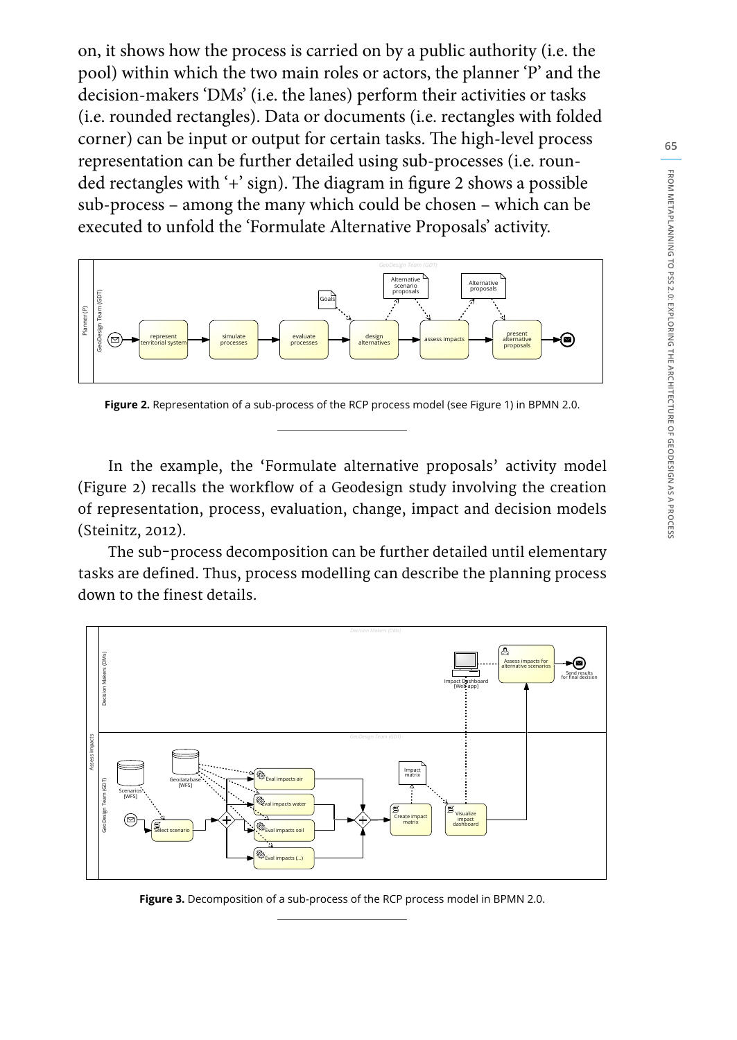on, it shows how the process is carried on by a public authority (i.e. the pool) within which the two main roles or actors, the planner 'P' and the decision-makers 'DMs' (i.e. the lanes) perform their activities or tasks (i.e. rounded rectangles). Data or documents (i.e. rectangles with folded corner) can be input or output for certain tasks. The high-level process representation can be further detailed using sub-processes (i.e. rounded rectangles with '+' sign). The diagram in figure 2 shows a possible sub-process – among the many which could be chosen – which can be executed to unfold the 'Formulate Alternative Proposals' activity.

**Figure 2.** Representation of a sub-process of the RCP process model (see Figure 1) in BPMN 2.0.

In the example, the 'Formulate alternative proposals' activity model (Figure 2) recalls the workflow of a Geodesign study involving the creation of representation, process, evaluation, change, impact and decision models (Steinitz, 2012).

The sub-process decomposition can be further detailed until elementary tasks are defined. Thus, process modelling can describe the planning process down to the finest details.

**Figure 3.** Decomposition of a sub-process of the RCP process model in BPMN 2.0.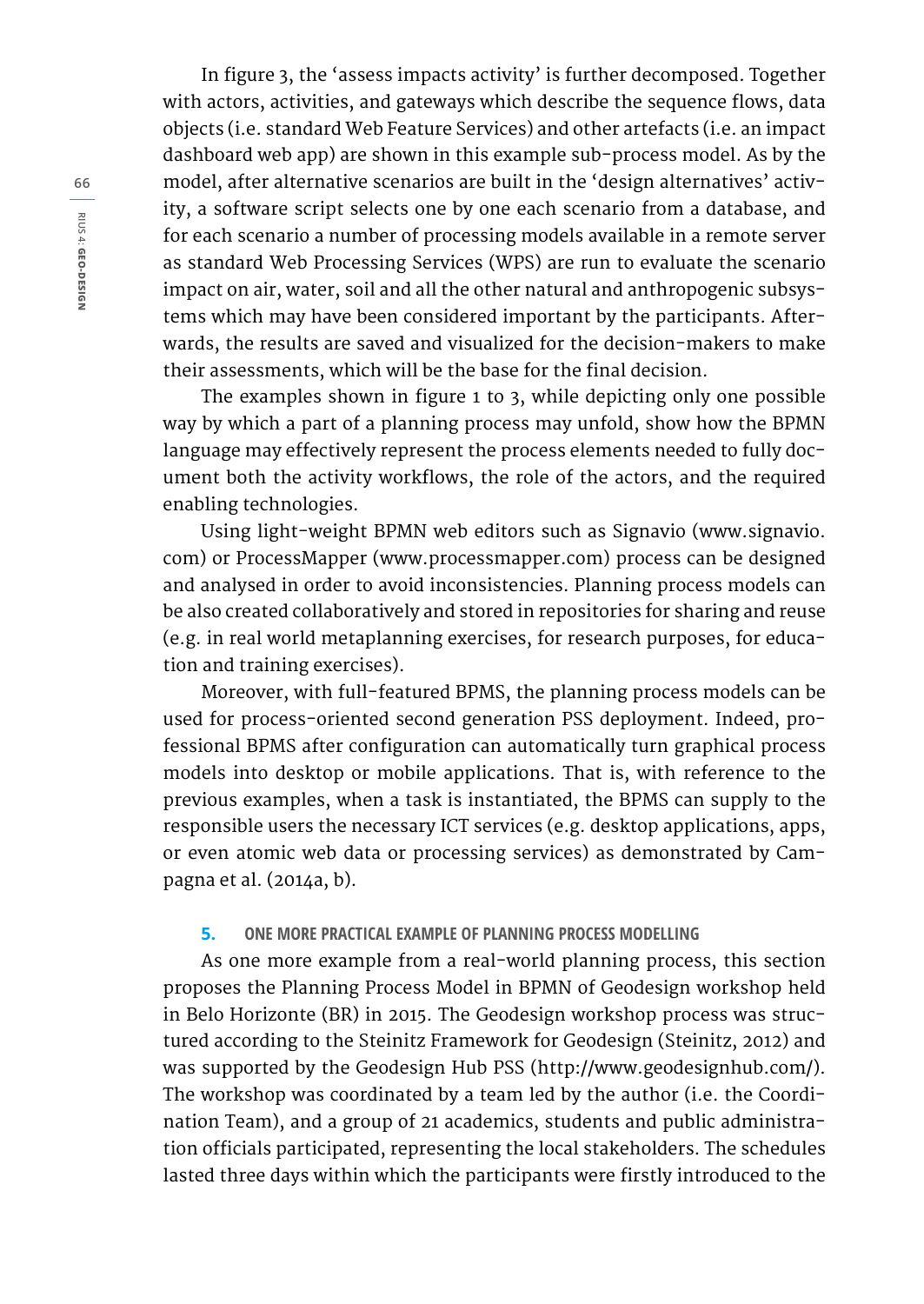In figure 3, the 'assess impacts activity' is further decomposed. Together with actors, activities, and gateways which describe the sequence flows, data objects (i.e. standard Web Feature Services) and other artefacts (i.e. an impact dashboard web app) are shown in this example sub-process model. As by the model, after alternative scenarios are built in the 'design alternatives' activity, a software script selects one by one each scenario from a database, and for each scenario a number of processing models available in a remote server as standard Web Processing Services (WPS) are run to evaluate the scenario impact on air, water, soil and all the other natural and anthropogenic subsystems which may have been considered important by the participants. Afterwards, the results are saved and visualized for the decision-makers to make their assessments, which will be the base for the final decision.

The examples shown in figure 1 to 3, while depicting only one possible way by which a part of a planning process may unfold, show how the BPMN language may effectively represent the process elements needed to fully document both the activity workflows, the role of the actors, and the required enabling technologies.

Using light-weight BPMN web editors such as Signavio (www.signavio.com) or ProcessMapper (www.processmapper.com) process can be designed and analysed in order to avoid inconsistencies. Planning process models can be also created collaboratively and stored in repositories for sharing and reuse (e.g. in real world metaplanning exercises, for research purposes, for education and training exercises).

Moreover, with full-featured BPMS, the planning process models can be used for process-oriented second generation PSS deployment. Indeed, professional BPMS after configuration can automatically turn graphical process models into desktop or mobile applications. That is, with reference to the previous examples, when a task is instantiated, the BPMS can supply to the responsible users the necessary ICT services (e.g. desktop applications, apps, or even atomic web data or processing services) as demonstrated by Campagna et al. (2014a, b).

## 5. ONE MORE PRACTICAL EXAMPLE OF PLANNING PROCESS MODELLING

As one more example from a real-world planning process, this section proposes the Planning Process Model in BPMN of Geodesign workshop held in Belo Horizonte (BR) in 2015. The Geodesign workshop process was structured according to the Steinitz Framework for Geodesign (Steinitz, 2012) and was supported by the Geodesign Hub PSS (http://www.geodesignhub.com/). The workshop was coordinated by a team led by the author (i.e. the Coordination Team), and a group of 21 academics, students and public administration officials participated, representing the local stakeholders. The schedules lasted three days within which the participants were firstly introduced to the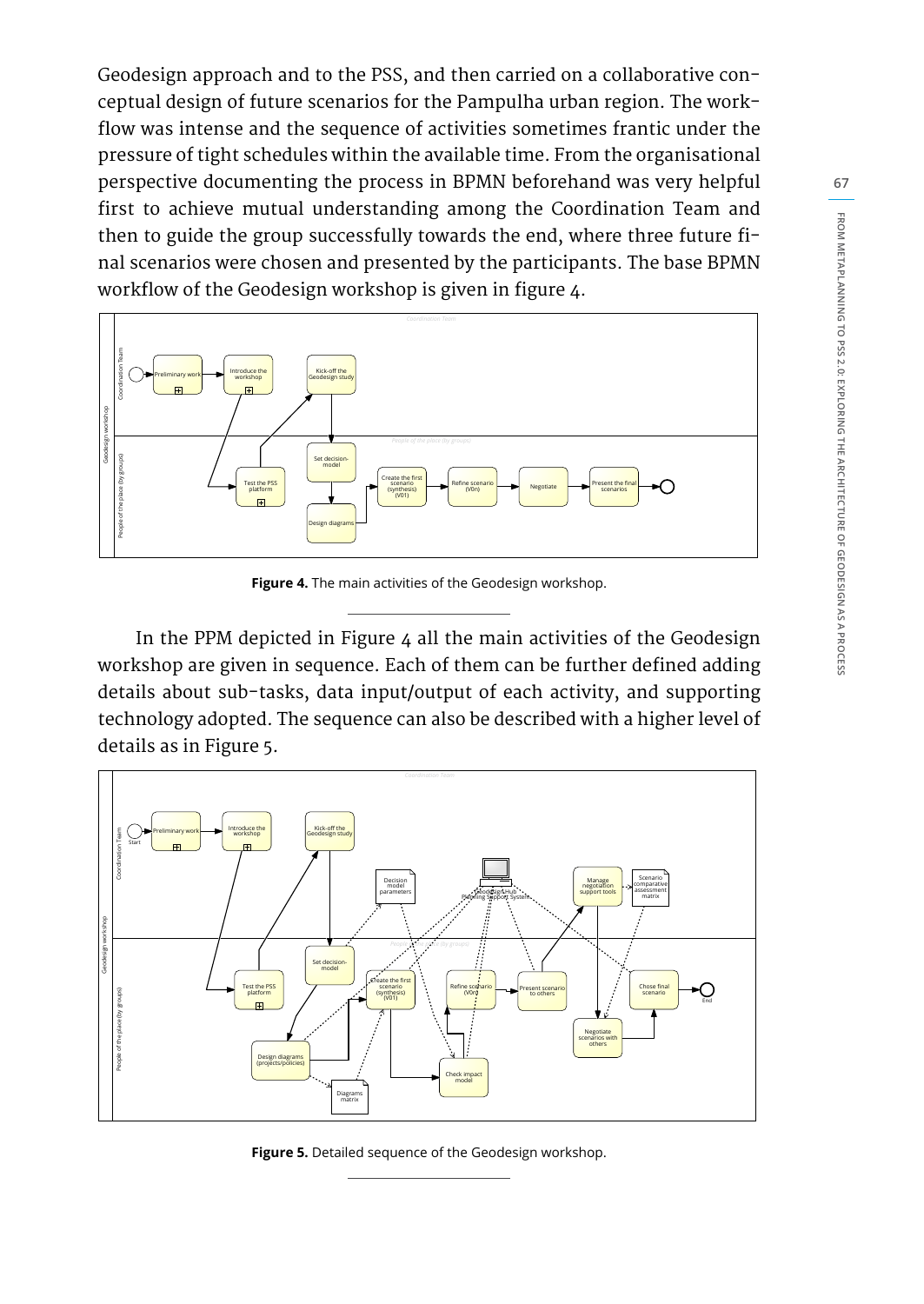Geodesign approach and to the PSS, and then carried on a collaborative conceptual design of future scenarios for the Pampulha urban region. The workflow was intense and the sequence of activities sometimes frantic under the pressure of tight schedules within the available time. From the organisational perspective documenting the process in BPMN beforehand was very helpful first to achieve mutual understanding among the Coordination Team and then to guide the group successfully towards the end, where three future final scenarios were chosen and presented by the participants. The base BPMN workflow of the Geodesign workshop is given in figure 4.

**Figure 4.** The main activities of the Geodesign workshop.

In the PPM depicted in Figure 4 all the main activities of the Geodesign workshop are given in sequence. Each of them can be further defined adding details about sub-tasks, data input/output of each activity, and supporting technology adopted. The sequence can also be described with a higher level of details as in Figure 5.

**Figure 5.** Detailed sequence of the Geodesign workshop.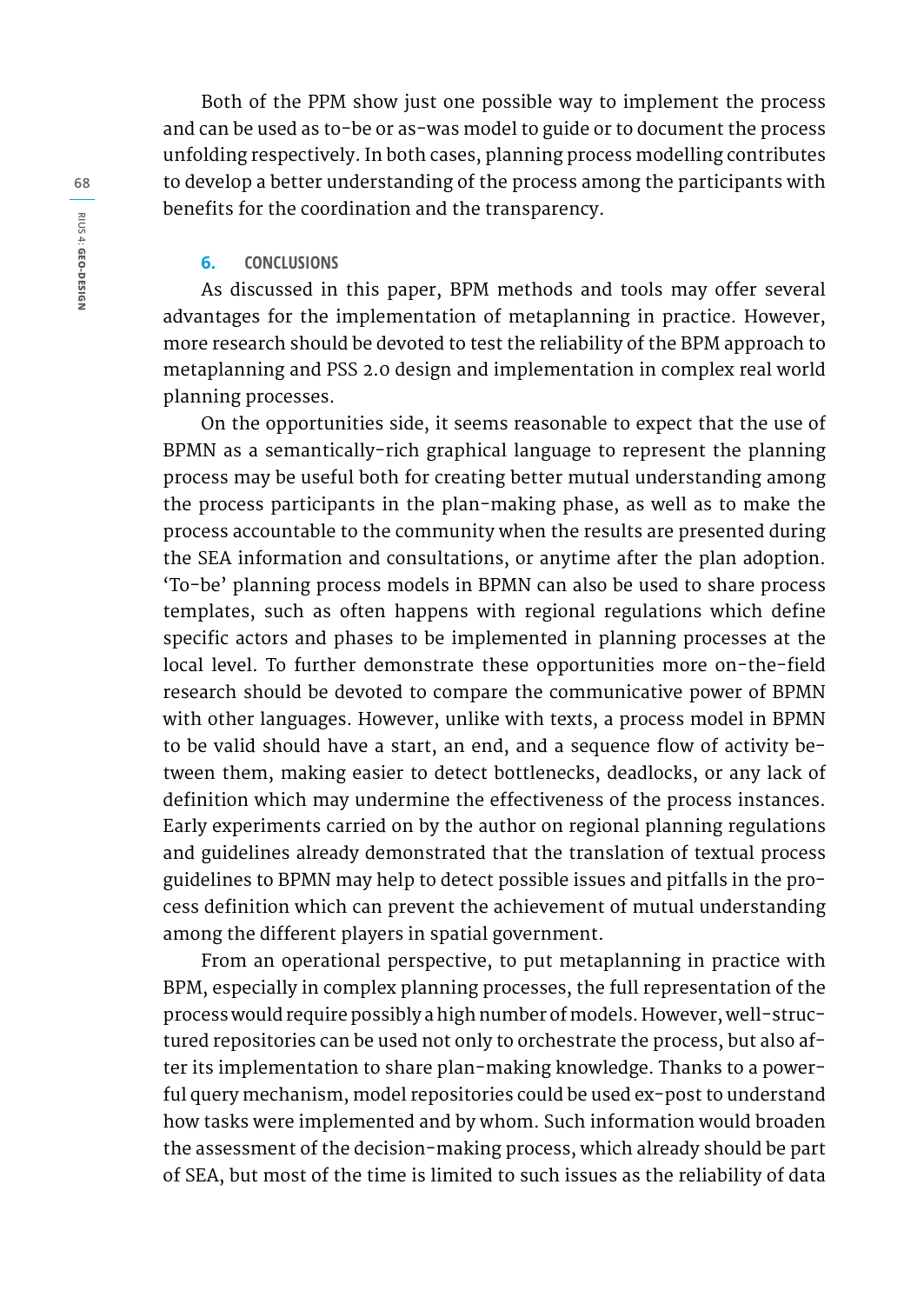Both of the PPM show just one possible way to implement the process and can be used as to-be or as-was model to guide or to document the process unfolding respectively. In both cases, planning process modelling contributes to develop a better understanding of the process among the participants with benefits for the coordination and the transparency.

## 6. CONCLUSIONS

As discussed in this paper, BPM methods and tools may offer several advantages for the implementation of metaplanning in practice. However, more research should be devoted to test the reliability of the BPM approach to metaplanning and PSS 2.0 design and implementation in complex real world planning processes.

On the opportunities side, it seems reasonable to expect that the use of BPMN as a semantically-rich graphical language to represent the planning process may be useful both for creating better mutual understanding among the process participants in the plan-making phase, as well as to make the process accountable to the community when the results are presented during the SEA information and consultations, or anytime after the plan adoption. 'To-be' planning process models in BPMN can also be used to share process templates, such as often happens with regional regulations which define specific actors and phases to be implemented in planning processes at the local level. To further demonstrate these opportunities more on-the-field research should be devoted to compare the communicative power of BPMN with other languages. However, unlike with texts, a process model in BPMN to be valid should have a start, an end, and a sequence flow of activity between them, making easier to detect bottlenecks, deadlocks, or any lack of definition which may undermine the effectiveness of the process instances. Early experiments carried on by the author on regional planning regulations and guidelines already demonstrated that the translation of textual process guidelines to BPMN may help to detect possible issues and pitfalls in the process definition which can prevent the achievement of mutual understanding among the different players in spatial government.

From an operational perspective, to put metaplanning in practice with BPM, especially in complex planning processes, the full representation of the process would require possibly a high number of models. However, well-structured repositories can be used not only to orchestrate the process, but also after its implementation to share plan-making knowledge. Thanks to a powerful query mechanism, model repositories could be used ex-post to understand how tasks were implemented and by whom. Such information would broaden the assessment of the decision-making process, which already should be part of SEA, but most of the time is limited to such issues as the reliability of data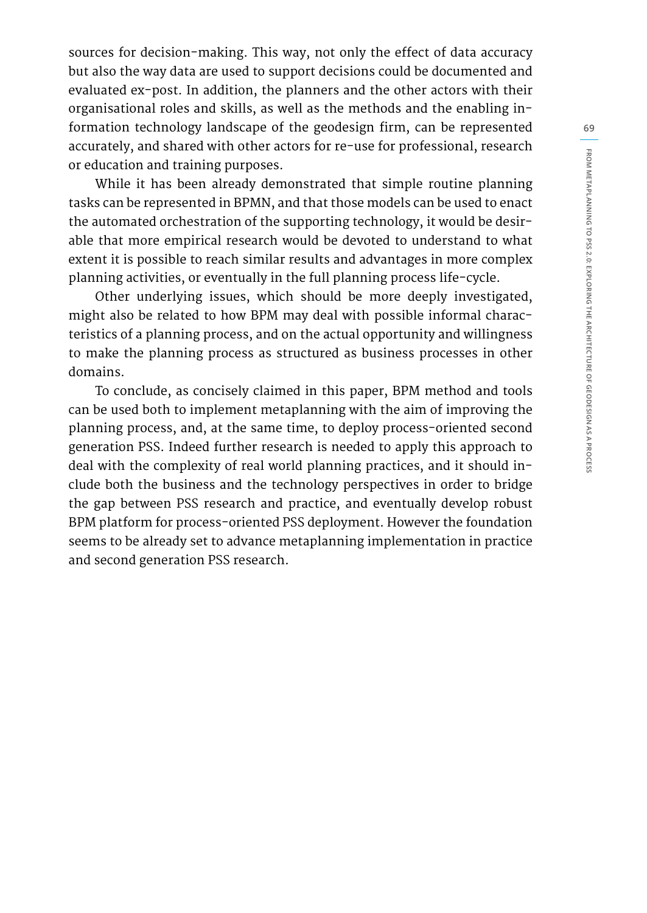sources for decision-making. This way, not only the effect of data accuracy but also the way data are used to support decisions could be documented and evaluated ex-post. In addition, the planners and the other actors with their organisational roles and skills, as well as the methods and the enabling information technology landscape of the geodesign firm, can be represented accurately, and shared with other actors for re-use for professional, research or education and training purposes.

While it has been already demonstrated that simple routine planning tasks can be represented in BPMN, and that those models can be used to enact the automated orchestration of the supporting technology, it would be desirable that more empirical research would be devoted to understand to what extent it is possible to reach similar results and advantages in more complex planning activities, or eventually in the full planning process life-cycle.

Other underlying issues, which should be more deeply investigated, might also be related to how BPM may deal with possible informal characteristics of a planning process, and on the actual opportunity and willingness to make the planning process as structured as business processes in other domains.

To conclude, as concisely claimed in this paper, BPM method and tools can be used both to implement metaplanning with the aim of improving the planning process, and, at the same time, to deploy process-oriented second generation PSS. Indeed further research is needed to apply this approach to deal with the complexity of real world planning practices, and it should include both the business and the technology perspectives in order to bridge the gap between PSS research and practice, and eventually develop robust BPM platform for process-oriented PSS deployment. However the foundation seems to be already set to advance metaplanning implementation in practice and second generation PSS research.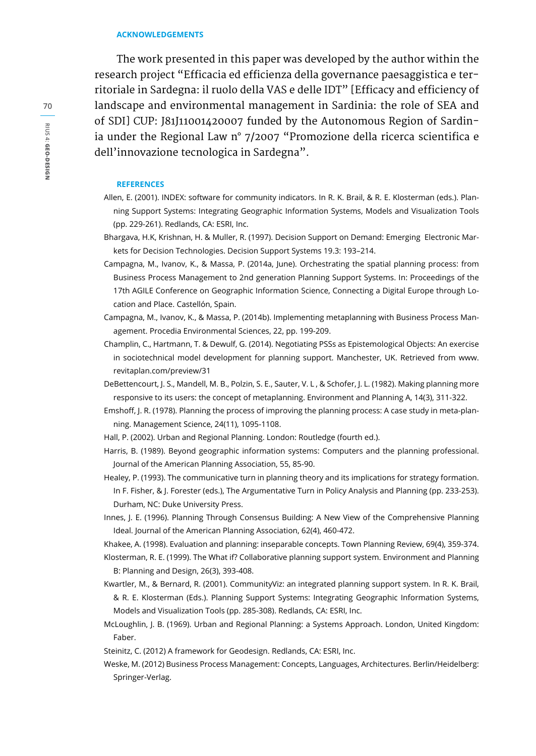## ACKNOWLEDGEMENTS

The work presented in this paper was developed by the author within the research project "Efficacia ed efficienza della governance paesaggistica e territoriale in Sardegna: il ruolo della VAS e delle IDT" [Efficacy and efficiency of landscape and environmental management in Sardinia: the role of SEA and of SDI] CUP: J81J11001420007 funded by the Autonomous Region of Sardinia under the Regional Law n° 7/2007 "Promozione della ricerca scientifica e dell'innovazione tecnologica in Sardegna".

## REFERENCES

Allen, E. (2001). INDEX: software for community indicators. In R. K. Brail, & R. E. Klosterman (eds.). Planning Support Systems: Integrating Geographic Information Systems, Models and Visualization Tools (pp. 229-261). Redlands, CA: ESRI, Inc.

Bhargava, H.K, Krishnan, H. & Muller, R. (1997). Decision Support on Demand: Emerging Electronic Markets for Decision Technologies. Decision Support Systems 19.3: 193–214.

Campagna, M., Ivanov, K., & Massa, P. (2014a, June). Orchestrating the spatial planning process: from Business Process Management to 2nd generation Planning Support Systems. In: Proceedings of the 17th AGILE Conference on Geographic Information Science, Connecting a Digital Europe through Location and Place. Castellón, Spain.

Campagna, M., Ivanov, K., & Massa, P. (2014b). Implementing metaplanning with Business Process Management. Procedia Environmental Sciences, 22, pp. 199-209.

Champlin, C., Hartmann, T. & Dewulf, G. (2014). Negotiating PSSs as Epistemological Objects: An exercise in sociotechnical model development for planning support. Manchester, UK. Retrieved from www.revitaplan.com/preview/31

DeBettencourt, J. S., Mandell, M. B., Polzin, S. E., Sauter, V. L , & Schofer, J. L. (1982). Making planning more responsive to its users: the concept of metaplanning. Environment and Planning A, 14(3), 311-322.

Emshoff, J. R. (1978). Planning the process of improving the planning process: A case study in meta-planning. Management Science, 24(11), 1095-1108.

Hall, P. (2002). Urban and Regional Planning. London: Routledge (fourth ed.).

Harris, B. (1989). Beyond geographic information systems: Computers and the planning professional. Journal of the American Planning Association, 55, 85-90.

Healey, P. (1993). The communicative turn in planning theory and its implications for strategy formation. In F. Fisher, & J. Forester (eds.), The Argumentative Turn in Policy Analysis and Planning (pp. 233-253). Durham, NC: Duke University Press.

Innes, J. E. (1996). Planning Through Consensus Building: A New View of the Comprehensive Planning Ideal. Journal of the American Planning Association, 62(4), 460-472.

Khakee, A. (1998). Evaluation and planning: inseparable concepts. Town Planning Review, 69(4), 359-374.

Klosterman, R. E. (1999). The What if? Collaborative planning support system. Environment and Planning B: Planning and Design, 26(3), 393-408.

Kwartler, M., & Bernard, R. (2001). CommunityViz: an integrated planning support system. In R. K. Brail, & R. E. Klosterman (Eds.). Planning Support Systems: Integrating Geographic Information Systems, Models and Visualization Tools (pp. 285-308). Redlands, CA: ESRI, Inc.

McLoughlin, J. B. (1969). Urban and Regional Planning: a Systems Approach. London, United Kingdom: Faber.

Steinitz, C. (2012) A framework for Geodesign. Redlands, CA: ESRI, Inc.

Weske, M. (2012) Business Process Management: Concepts, Languages, Architectures. Berlin/Heidelberg: Springer-Verlag.